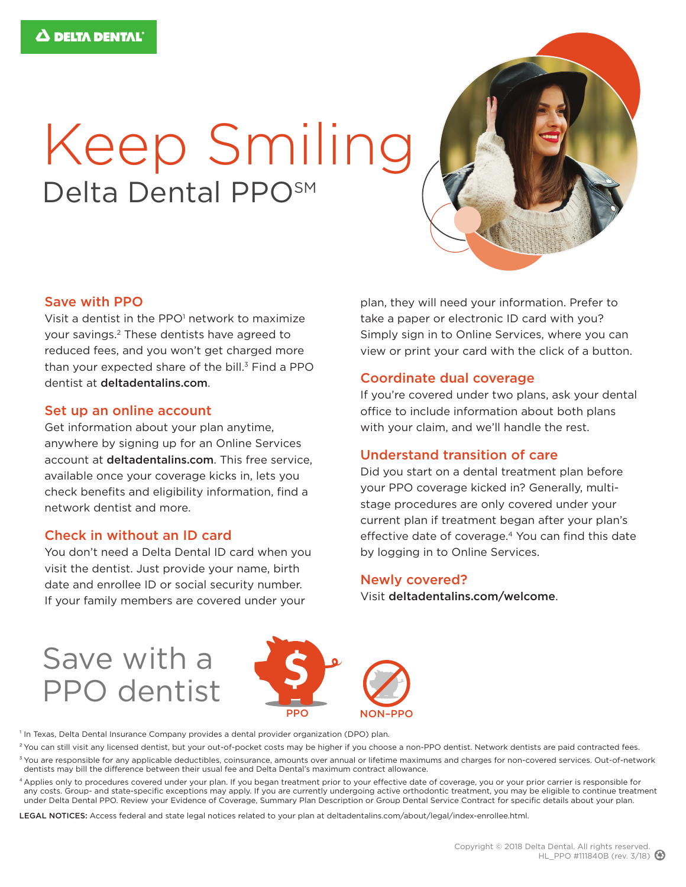DELTA DENTAL

# Keep Smiling

## Delta Dental PPO℠

### Save with PPO

Visit a dentist in the PPO[1] network to maximize your savings.[2] These dentists have agreed to reduced fees, and you won't get charged more than your expected share of the bill.[3] Find a PPO dentist at **deltadentalins.com**.

### Set up an online account

Get information about your plan anytime, anywhere by signing up for an Online Services account at **deltadentalins.com**. This free service, available once your coverage kicks in, lets you check benefits and eligibility information, find a network dentist and more.

### Check in without an ID card

You don't need a Delta Dental ID card when you visit the dentist. Just provide your name, birth date and enrollee ID or social security number. If your family members are covered under your plan, they will need your information. Prefer to take a paper or electronic ID card with you? Simply sign in to Online Services, where you can view or print your card with the click of a button.

### Coordinate dual coverage

If you're covered under two plans, ask your dental office to include information about both plans with your claim, and we'll handle the rest.

### Understand transition of care

Did you start on a dental treatment plan before your PPO coverage kicked in? Generally, multi-stage procedures are only covered under your current plan if treatment began after your plan's effective date of coverage.[4] You can find this date by logging in to Online Services.

### Newly covered?

Visit **deltadentalins.com/welcome**.

## Save with a PPO dentist

PPO

NON-PPO

[1] In Texas, Delta Dental Insurance Company provides a dental provider organization (DPO) plan.

[2] You can still visit any licensed dentist, but your out-of-pocket costs may be higher if you choose a non-PPO dentist. Network dentists are paid contracted fees.

[3] You are responsible for any applicable deductibles, coinsurance, amounts over annual or lifetime maximums and charges for non-covered services. Out-of-network dentists may bill the difference between their usual fee and Delta Dental's maximum contract allowance.

[4] Applies only to procedures covered under your plan. If you began treatment prior to your effective date of coverage, you or your prior carrier is responsible for any costs. Group- and state-specific exceptions may apply. If you are currently undergoing active orthodontic treatment, you may be eligible to continue treatment under Delta Dental PPO. Review your Evidence of Coverage, Summary Plan Description or Group Dental Service Contract for specific details about your plan.

**LEGAL NOTICES:** Access federal and state legal notices related to your plan at deltadentalins.com/about/legal/index-enrollee.html.

Copyright © 2018 Delta Dental. All rights reserved.
HL_PPO #111840B (rev. 3/18)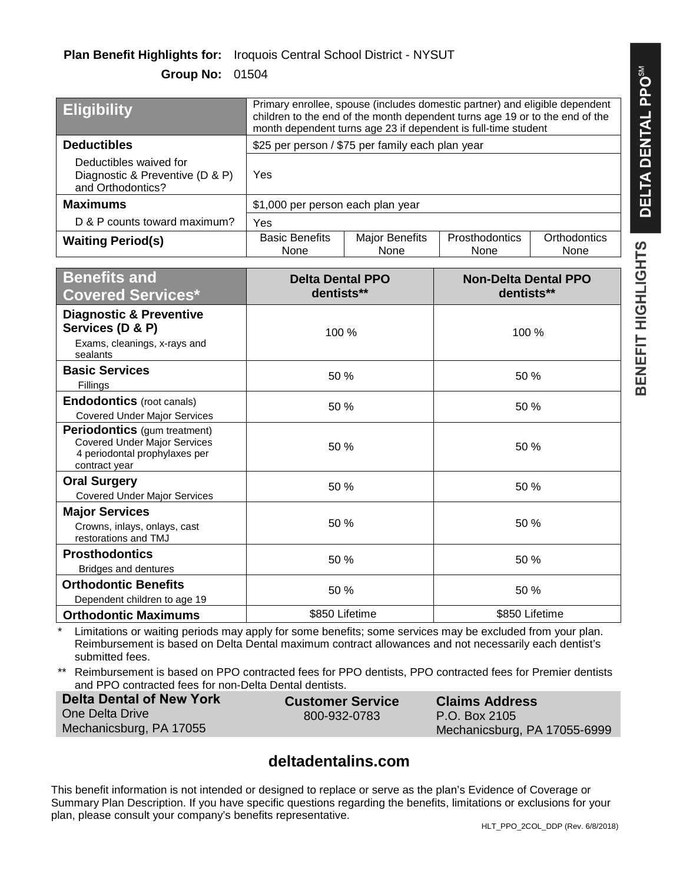**Plan Benefit Highlights for:** Iroquois Central School District - NYSUT

**Group No:** 01504

DELTA DENTAL PPO℠ BENEFIT HIGHLIGHTS

| **Eligibility** | Primary enrollee, spouse (includes domestic partner) and eligible dependent children to the end of the month dependent turns age 19 or to the end of the month dependent turns age 23 if dependent is full-time student | | | |
|---|---|---|---|---|
| **Deductibles** | $25 per person / $75 per family each plan year | | | |
| Deductibles waived for Diagnostic & Preventive (D & P) and Orthodontics? | Yes | | | |
| **Maximums** | $1,000 per person each plan year | | | |
| D & P counts toward maximum? | Yes | | | |
| **Waiting Period(s)** | Basic Benefits None | Major Benefits None | Prosthodontics None | Orthodontics None |

| **Benefits and Covered Services*** | **Delta Dental PPO dentists**** | **Non-Delta Dental PPO dentists**** |
|---|---|---|
| **Diagnostic & Preventive Services (D & P)** Exams, cleanings, x-rays and sealants | 100 % | 100 % |
| **Basic Services** Fillings | 50 % | 50 % |
| **Endodontics** (root canals) Covered Under Major Services | 50 % | 50 % |
| **Periodontics** (gum treatment) Covered Under Major Services 4 periodontal prophylaxes per contract year | 50 % | 50 % |
| **Oral Surgery** Covered Under Major Services | 50 % | 50 % |
| **Major Services** Crowns, inlays, onlays, cast restorations and TMJ | 50 % | 50 % |
| **Prosthodontics** Bridges and dentures | 50 % | 50 % |
| **Orthodontic Benefits** Dependent children to age 19 | 50 % | 50 % |
| **Orthodontic Maximums** | $850 Lifetime | $850 Lifetime |

\* Limitations or waiting periods may apply for some benefits; some services may be excluded from your plan. Reimbursement is based on Delta Dental maximum contract allowances and not necessarily each dentist's submitted fees.

\** Reimbursement is based on PPO contracted fees for PPO dentists, PPO contracted fees for Premier dentists and PPO contracted fees for non-Delta Dental dentists.

**Delta Dental of New York**
One Delta Drive
Mechanicsburg, PA 17055

**Customer Service**
800-932-0783

**Claims Address**
P.O. Box 2105
Mechanicsburg, PA 17055-6999

## deltadentalins.com

This benefit information is not intended or designed to replace or serve as the plan's Evidence of Coverage or Summary Plan Description. If you have specific questions regarding the benefits, limitations or exclusions for your plan, please consult your company's benefits representative.

HLT_PPO_2COL_DDP (Rev. 6/8/2018)